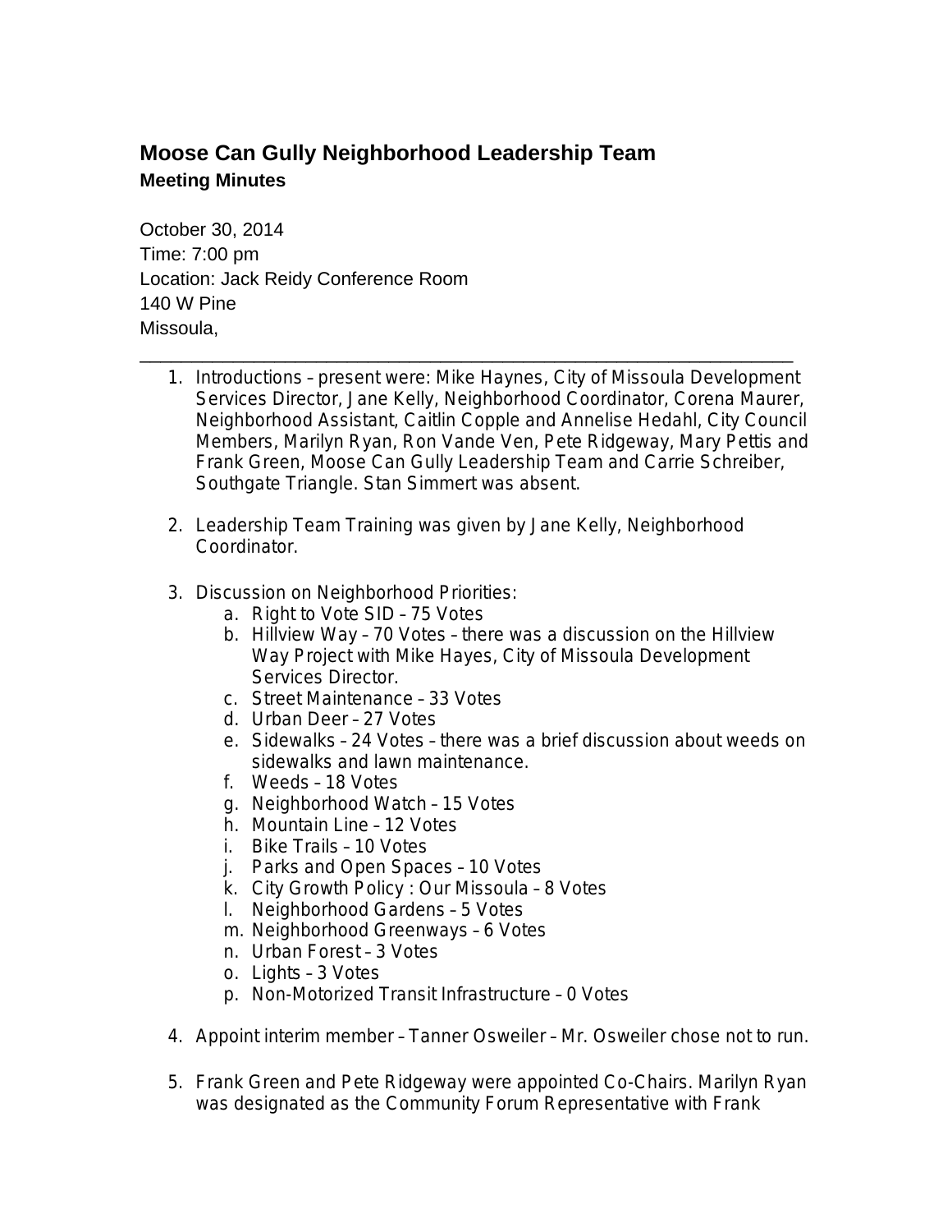## Moose Can Gully Neighborhood Leadership Team

### Meeting Minutes

October 30, 2014
Time: 7:00 pm
Location: Jack Reidy Conference Room
140 W Pine
Missoula,

---

1. Introductions – present were: Mike Haynes, City of Missoula Development Services Director, Jane Kelly, Neighborhood Coordinator, Corena Maurer, Neighborhood Assistant, Caitlin Copple and Annelise Hedahl, City Council Members, Marilyn Ryan, Ron Vande Ven, Pete Ridgeway, Mary Pettis and Frank Green, Moose Can Gully Leadership Team and Carrie Schreiber, Southgate Triangle. Stan Simmert was absent.

2. Leadership Team Training was given by Jane Kelly, Neighborhood Coordinator.

3. Discussion on Neighborhood Priorities:
   a. Right to Vote SID – 75 Votes
   b. Hillview Way – 70 Votes – there was a discussion on the Hillview Way Project with Mike Hayes, City of Missoula Development Services Director.
   c. Street Maintenance – 33 Votes
   d. Urban Deer – 27 Votes
   e. Sidewalks – 24 Votes – there was a brief discussion about weeds on sidewalks and lawn maintenance.
   f. Weeds – 18 Votes
   g. Neighborhood Watch – 15 Votes
   h. Mountain Line – 12 Votes
   i. Bike Trails – 10 Votes
   j. Parks and Open Spaces – 10 Votes
   k. City Growth Policy : Our Missoula – 8 Votes
   l. Neighborhood Gardens – 5 Votes
   m. Neighborhood Greenways – 6 Votes
   n. Urban Forest – 3 Votes
   o. Lights – 3 Votes
   p. Non-Motorized Transit Infrastructure – 0 Votes

4. Appoint interim member – Tanner Osweiler – Mr. Osweiler chose not to run.

5. Frank Green and Pete Ridgeway were appointed Co-Chairs. Marilyn Ryan was designated as the Community Forum Representative with Frank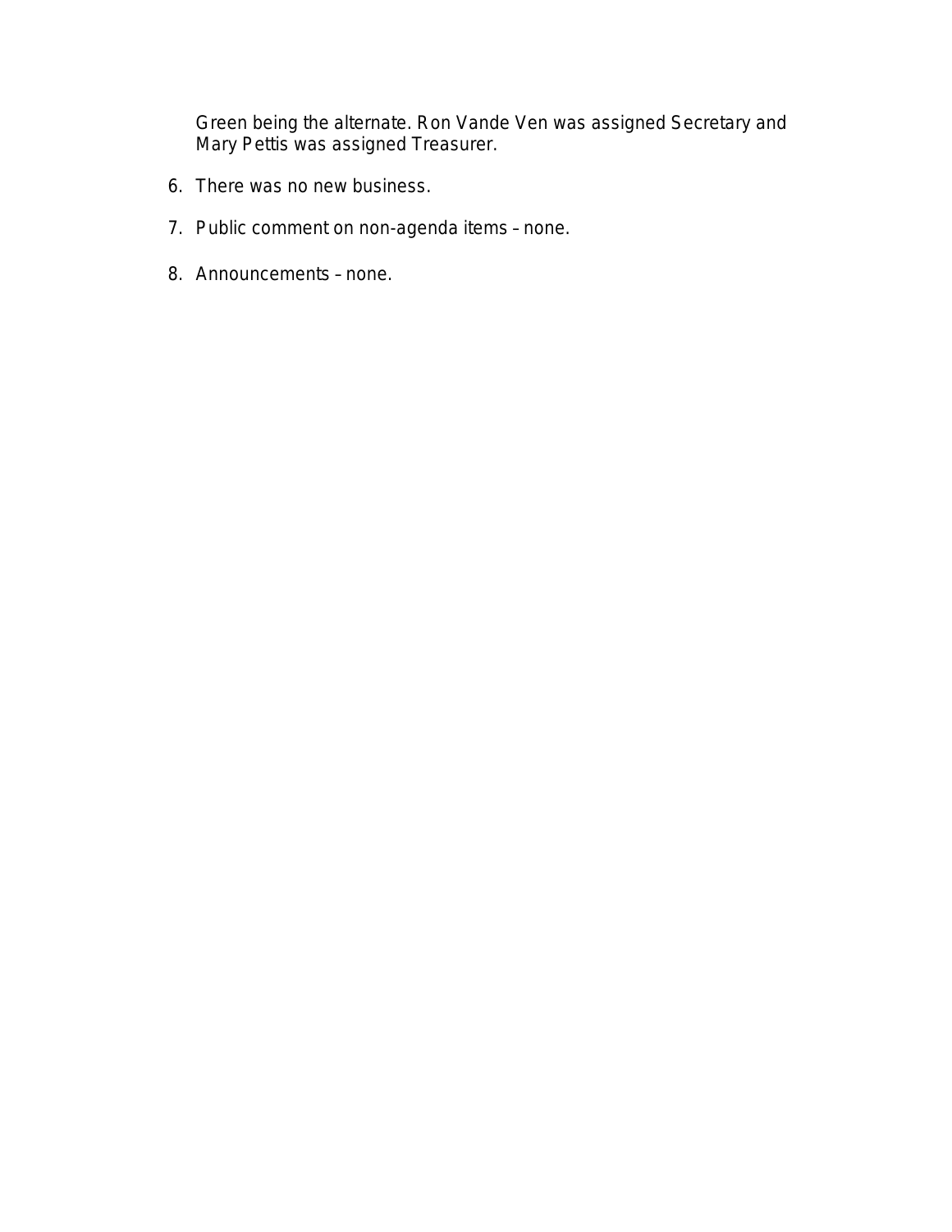Green being the alternate. Ron Vande Ven was assigned Secretary and Mary Pettis was assigned Treasurer.

6. There was no new business.

7. Public comment on non-agenda items – none.

8. Announcements – none.